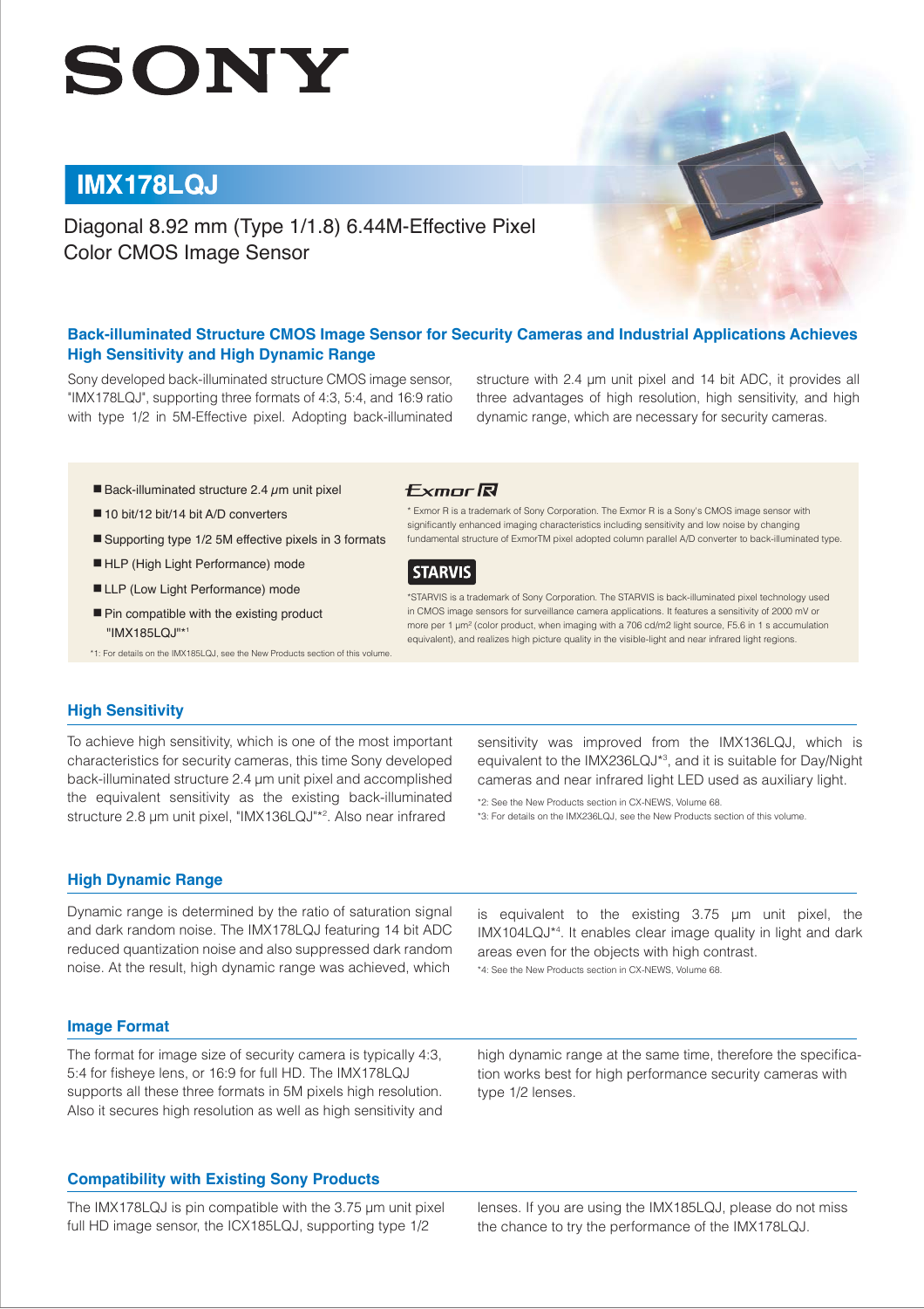SONY

# IMX178LQJ

Diagonal 8.92 mm (Type 1/1.8) 6.44M-Effective Pixel Color CMOS Image Sensor

## Back-illuminated Structure CMOS Image Sensor for Security Cameras and Industrial Applications Achieves High Sensitivity and High Dynamic Range

Sony developed back-illuminated structure CMOS image sensor, "IMX178LQJ", supporting three formats of 4:3, 5:4, and 16:9 ratio with type 1/2 in 5M-Effective pixel. Adopting back-illuminated structure with 2.4 µm unit pixel and 14 bit ADC, it provides all three advantages of high resolution, high sensitivity, and high dynamic range, which are necessary for security cameras.

- Back-illuminated structure 2.4 *µm* unit pixel
- 10 bit/12 bit/14 bit A/D converters
- Supporting type 1/2 5M effective pixels in 3 formats
- HLP (High Light Performance) mode
- LLP (Low Light Performance) mode
- Pin compatible with the existing product "IMX185LQJ"[*1]

*1: For details on the IMX185LQJ, see the New Products section of this volume.

Exmor R

* Exmor R is a trademark of Sony Corporation. The Exmor R is a Sony's CMOS image sensor with significantly enhanced imaging characteristics including sensitivity and low noise by changing fundamental structure of ExmorTM pixel adopted column parallel A/D converter to back-illuminated type.

STARVIS

*STARVIS is a trademark of Sony Corporation. The STARVIS is back-illuminated pixel technology used in CMOS image sensors for surveillance camera applications. It features a sensitivity of 2000 mV or more per 1 µm² (color product, when imaging with a 706 cd/m2 light source, F5.6 in 1 s accumulation equivalent), and realizes high picture quality in the visible-light and near infrared light regions.

## High Sensitivity

To achieve high sensitivity, which is one of the most important characteristics for security cameras, this time Sony developed back-illuminated structure 2.4 µm unit pixel and accomplished the equivalent sensitivity as the existing back-illuminated structure 2.8 µm unit pixel, "IMX136LQJ"[*2]. Also near infrared sensitivity was improved from the IMX136LQJ, which is equivalent to the IMX236LQJ[*3], and it is suitable for Day/Night cameras and near infrared light LED used as auxiliary light.

*2: See the New Products section in CX-NEWS, Volume 68.
*3: For details on the IMX236LQJ, see the New Products section of this volume.

## High Dynamic Range

Dynamic range is determined by the ratio of saturation signal and dark random noise. The IMX178LQJ featuring 14 bit ADC reduced quantization noise and also suppressed dark random noise. At the result, high dynamic range was achieved, which is equivalent to the existing 3.75 µm unit pixel, the IMX104LQJ[*4]. It enables clear image quality in light and dark areas even for the objects with high contrast.

*4: See the New Products section in CX-NEWS, Volume 68.

## Image Format

The format for image size of security camera is typically 4:3, 5:4 for fisheye lens, or 16:9 for full HD. The IMX178LQJ supports all these three formats in 5M pixels high resolution. Also it secures high resolution as well as high sensitivity and high dynamic range at the same time, therefore the specification works best for high performance security cameras with type 1/2 lenses.

## Compatibility with Existing Sony Products

The IMX178LQJ is pin compatible with the 3.75 µm unit pixel full HD image sensor, the ICX185LQJ, supporting type 1/2 lenses. If you are using the IMX185LQJ, please do not miss the chance to try the performance of the IMX178LQJ.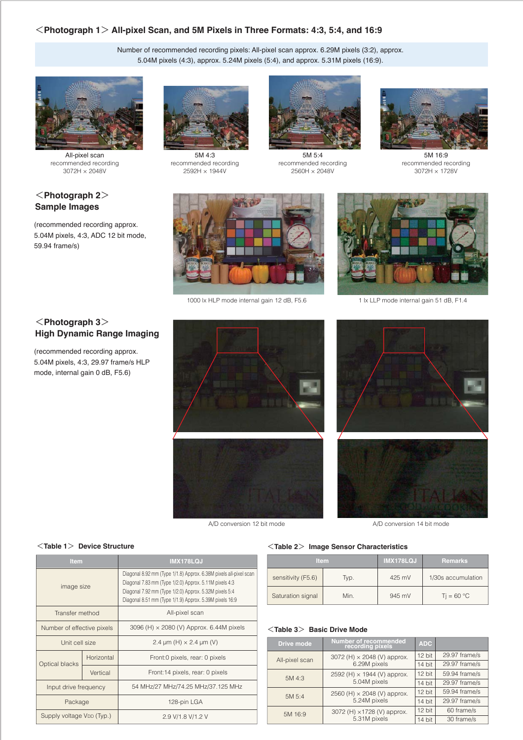## <Photograph 1> All-pixel Scan, and 5M Pixels in Three Formats: 4:3, 5:4, and 16:9

Number of recommended recording pixels: All-pixel scan approx. 6.29M pixels (3:2), approx. 5.04M pixels (4:3), approx. 5.24M pixels (5:4), and approx. 5.31M pixels (16:9).

All-pixel scan
recommended recording
3072H × 2048V

5M 4:3
recommended recording
2592H × 1944V

5M 5:4
recommended recording
2560H × 2048V

5M 16:9
recommended recording
3072H × 1728V

## <Photograph 2> Sample Images

(recommended recording approx. 5.04M pixels, 4:3, ADC 12 bit mode, 59.94 frame/s)

1000 lx HLP mode internal gain 12 dB, F5.6

1 lx LLP mode internal gain 51 dB, F1.4

## <Photograph 3> High Dynamic Range Imaging

(recommended recording approx. 5.04M pixels, 4:3, 29.97 frame/s HLP mode, internal gain 0 dB, F5.6)

A/D conversion 12 bit mode

A/D conversion 14 bit mode

### <Table 1> Device Structure

| Item | | IMX178LQJ |
|---|---|---|
| image size | | Diagonal 8.92 mm (Type 1/1.8) Approx. 6.38M pixels all-pixel scan<br>Diagonal 7.83 mm (Type 1/2.0) Approx. 5.11M pixels 4:3<br>Diagonal 7.92 mm (Type 1/2.0) Approx. 5.32M pixels 5:4<br>Diagonal 8.51 mm (Type 1/1.9) Approx. 5.39M pixels 16:9 |
| Transfer method | | All-pixel scan |
| Number of effective pixels | | 3096 (H) × 2080 (V) Approx. 6.44M pixels |
| Unit cell size | | 2.4 μm (H) × 2.4 μm (V) |
| Optical blacks | Horizontal | Front:0 pixels, rear: 0 pixels |
| | Vertical | Front:14 pixels, rear: 0 pixels |
| Input drive frequency | | 54 MHz/27 MHz/74.25 MHz/37.125 MHz |
| Package | | 128-pin LGA |
| Supply voltage $V_{DD}$ (Typ.) | | 2.9 V/1.8 V/1.2 V |

### <Table 2> Image Sensor Characteristics

| Item | | IMX178LQJ | Remarks |
|---|---|---|---|
| sensitivity (F5.6) | Typ. | 425 mV | 1/30s accumulation |
| Saturation signal | Min. | 945 mV | Tj = 60 °C |

### <Table 3> Basic Drive Mode

| Drive mode | Number of recommended recording pixels | ADC | |
|---|---|---|---|
| All-pixel scan | 3072 (H) × 2048 (V) approx. 6.29M pixels | 12 bit | 29.97 frame/s |
| | | 14 bit | 29.97 frame/s |
| 5M 4:3 | 2592 (H) × 1944 (V) approx. 5.04M pixels | 12 bit | 59.94 frame/s |
| | | 14 bit | 29.97 frame/s |
| 5M 5:4 | 2560 (H) × 2048 (V) approx. 5.24M pixels | 12 bit | 59.94 frame/s |
| | | 14 bit | 29.97 frame/s |
| 5M 16:9 | 3072 (H) ×1728 (V) approx. 5.31M pixels | 12 bit | 60 frame/s |
| | | 14 bit | 30 frame/s |